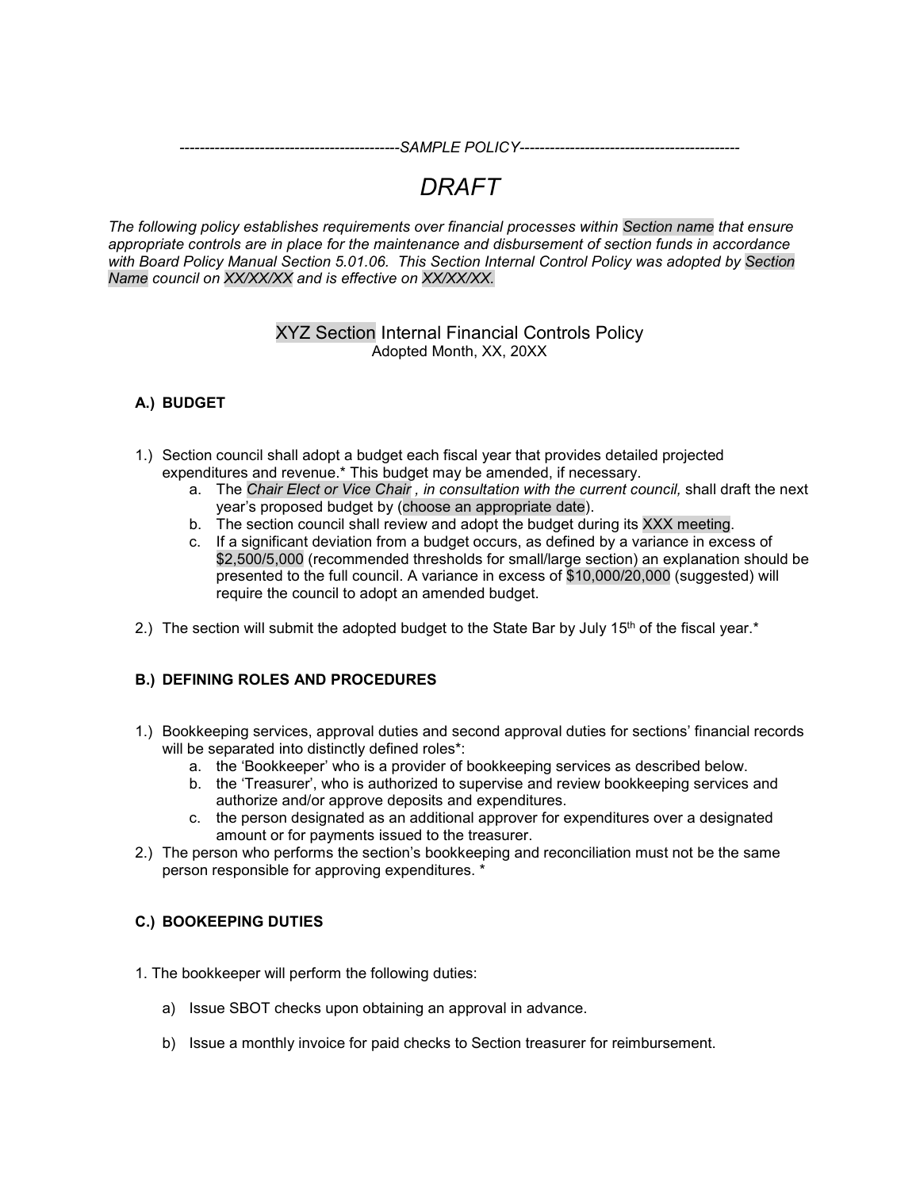--------------------------------------------*SAMPLE POLICY*--------------------------------------------

# *DRAFT*

*The following policy establishes requirements over financial processes within Section name that ensure appropriate controls are in place for the maintenance and disbursement of section funds in accordance with Board Policy Manual Section 5.01.06. This Section Internal Control Policy was adopted by Section Name council on XX/XX/XX and is effective on XX/XX/XX.*

## XYZ Section Internal Financial Controls Policy

Adopted Month, XX, 20XX

### A.) BUDGET

1.) Section council shall adopt a budget each fiscal year that provides detailed projected expenditures and revenue.* This budget may be amended, if necessary.
   a. The *Chair Elect or Vice Chair , in consultation with the current council,* shall draft the next year's proposed budget by (choose an appropriate date).
   b. The section council shall review and adopt the budget during its XXX meeting.
   c. If a significant deviation from a budget occurs, as defined by a variance in excess of $2,500/5,000 (recommended thresholds for small/large section) an explanation should be presented to the full council. A variance in excess of $10,000/20,000 (suggested) will require the council to adopt an amended budget.

2.) The section will submit the adopted budget to the State Bar by July 15th of the fiscal year.*

### B.) DEFINING ROLES AND PROCEDURES

1.) Bookkeeping services, approval duties and second approval duties for sections' financial records will be separated into distinctly defined roles*:
   a. the 'Bookkeeper' who is a provider of bookkeeping services as described below.
   b. the 'Treasurer', who is authorized to supervise and review bookkeeping services and authorize and/or approve deposits and expenditures.
   c. the person designated as an additional approver for expenditures over a designated amount or for payments issued to the treasurer.

2.) The person who performs the section's bookkeeping and reconciliation must not be the same person responsible for approving expenditures. *

### C.) BOOKEEPING DUTIES

1. The bookkeeper will perform the following duties:

   a) Issue SBOT checks upon obtaining an approval in advance.

   b) Issue a monthly invoice for paid checks to Section treasurer for reimbursement.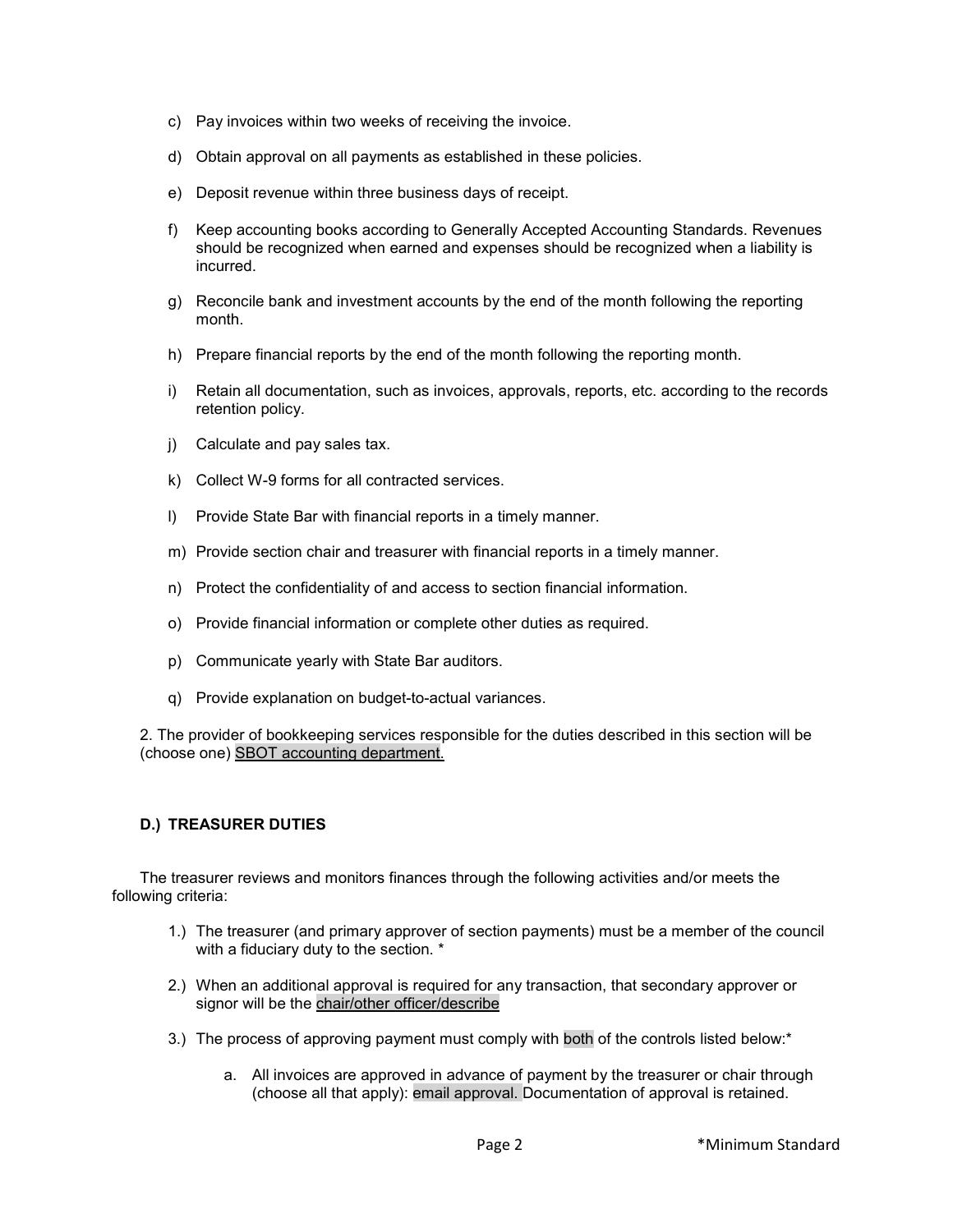c) Pay invoices within two weeks of receiving the invoice.

d) Obtain approval on all payments as established in these policies.

e) Deposit revenue within three business days of receipt.

f) Keep accounting books according to Generally Accepted Accounting Standards. Revenues should be recognized when earned and expenses should be recognized when a liability is incurred.

g) Reconcile bank and investment accounts by the end of the month following the reporting month.

h) Prepare financial reports by the end of the month following the reporting month.

i) Retain all documentation, such as invoices, approvals, reports, etc. according to the records retention policy.

j) Calculate and pay sales tax.

k) Collect W-9 forms for all contracted services.

l) Provide State Bar with financial reports in a timely manner.

m) Provide section chair and treasurer with financial reports in a timely manner.

n) Protect the confidentiality of and access to section financial information.

o) Provide financial information or complete other duties as required.

p) Communicate yearly with State Bar auditors.

q) Provide explanation on budget-to-actual variances.

2. The provider of bookkeeping services responsible for the duties described in this section will be (choose one) SBOT accounting department.

### D.) TREASURER DUTIES

The treasurer reviews and monitors finances through the following activities and/or meets the following criteria:

1.) The treasurer (and primary approver of section payments) must be a member of the council with a fiduciary duty to the section. *

2.) When an additional approval is required for any transaction, that secondary approver or signor will be the chair/other officer/describe

3.) The process of approving payment must comply with both of the controls listed below:*

a. All invoices are approved in advance of payment by the treasurer or chair through (choose all that apply): email approval. Documentation of approval is retained.

*Minimum Standard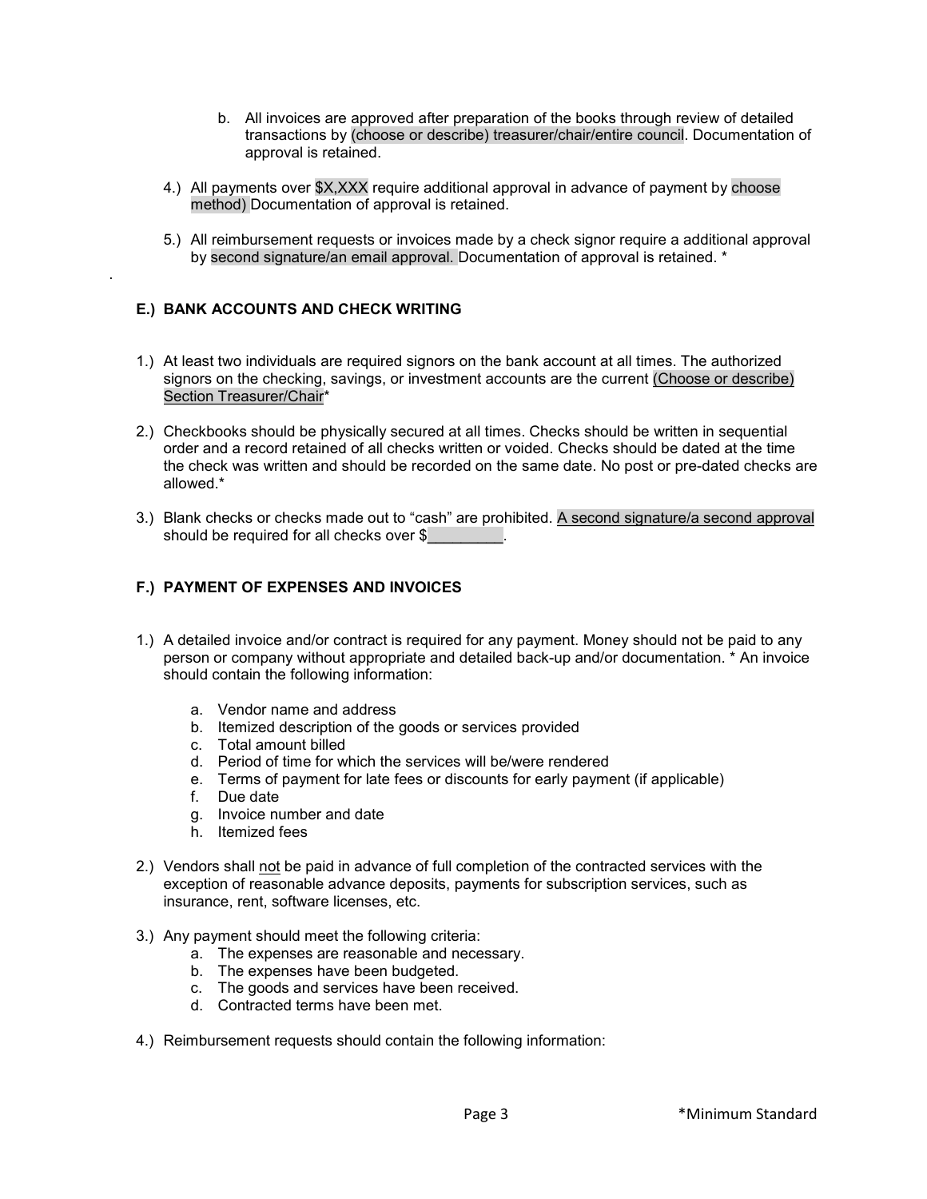b. All invoices are approved after preparation of the books through review of detailed transactions by (choose or describe) treasurer/chair/entire council. Documentation of approval is retained.

4.) All payments over $X,XXX require additional approval in advance of payment by choose method) Documentation of approval is retained.

5.) All reimbursement requests or invoices made by a check signor require a additional approval by second signature/an email approval. Documentation of approval is retained. *

### E.) BANK ACCOUNTS AND CHECK WRITING

1.) At least two individuals are required signors on the bank account at all times. The authorized signors on the checking, savings, or investment accounts are the current (Choose or describe) Section Treasurer/Chair*

2.) Checkbooks should be physically secured at all times. Checks should be written in sequential order and a record retained of all checks written or voided. Checks should be dated at the time the check was written and should be recorded on the same date. No post or pre-dated checks are allowed.*

3.) Blank checks or checks made out to "cash" are prohibited. A second signature/a second approval should be required for all checks over $_________.

### F.) PAYMENT OF EXPENSES AND INVOICES

1.) A detailed invoice and/or contract is required for any payment. Money should not be paid to any person or company without appropriate and detailed back-up and/or documentation. * An invoice should contain the following information:

   a. Vendor name and address
   b. Itemized description of the goods or services provided
   c. Total amount billed
   d. Period of time for which the services will be/were rendered
   e. Terms of payment for late fees or discounts for early payment (if applicable)
   f. Due date
   g. Invoice number and date
   h. Itemized fees

2.) Vendors shall not be paid in advance of full completion of the contracted services with the exception of reasonable advance deposits, payments for subscription services, such as insurance, rent, software licenses, etc.

3.) Any payment should meet the following criteria:
   a. The expenses are reasonable and necessary.
   b. The expenses have been budgeted.
   c. The goods and services have been received.
   d. Contracted terms have been met.

4.) Reimbursement requests should contain the following information:

*Minimum Standard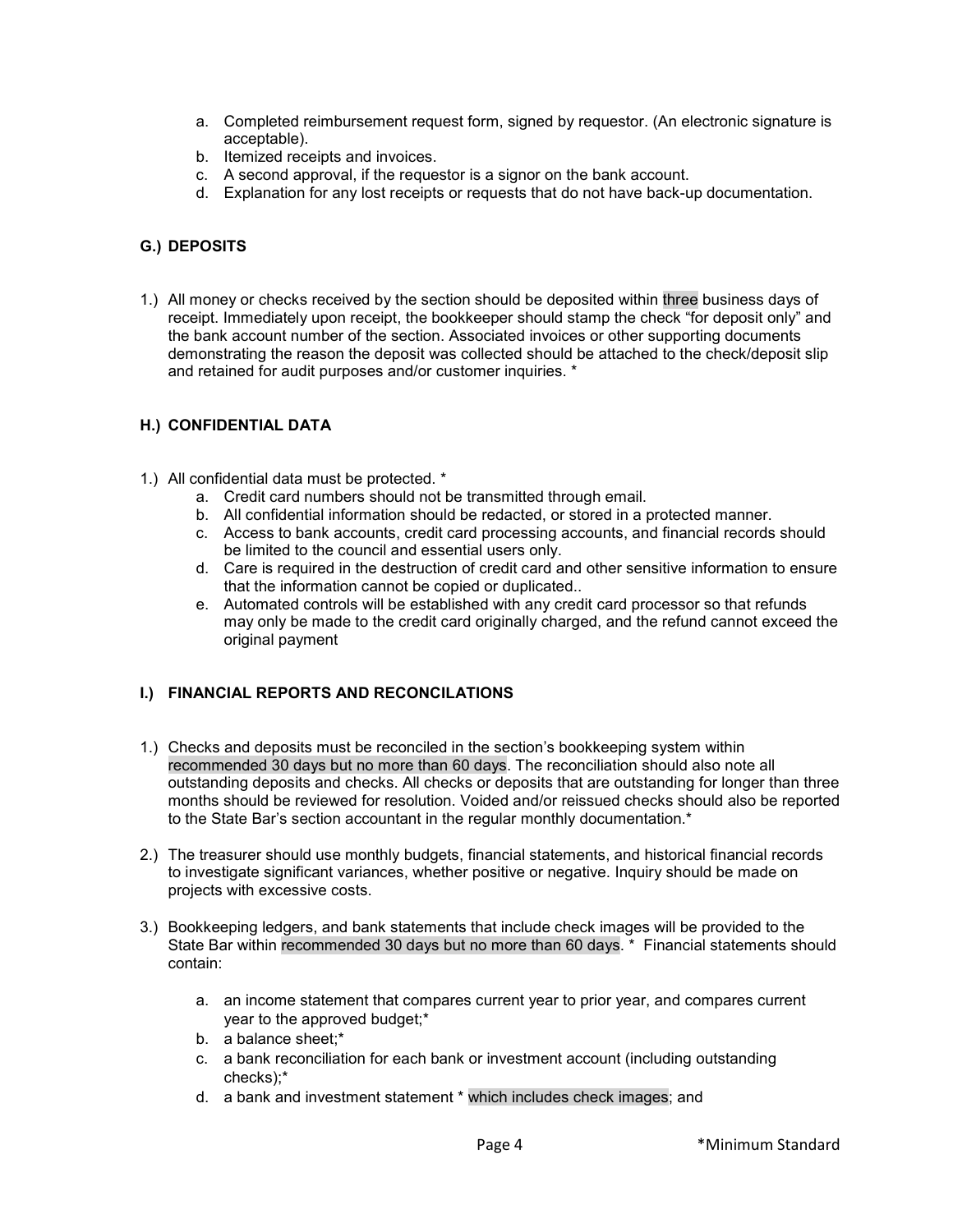a. Completed reimbursement request form, signed by requestor. (An electronic signature is acceptable).
b. Itemized receipts and invoices.
c. A second approval, if the requestor is a signor on the bank account.
d. Explanation for any lost receipts or requests that do not have back-up documentation.

## G.) DEPOSITS

1.) All money or checks received by the section should be deposited within three business days of receipt. Immediately upon receipt, the bookkeeper should stamp the check "for deposit only" and the bank account number of the section. Associated invoices or other supporting documents demonstrating the reason the deposit was collected should be attached to the check/deposit slip and retained for audit purposes and/or customer inquiries. *

## H.) CONFIDENTIAL DATA

1.) All confidential data must be protected. *
   a. Credit card numbers should not be transmitted through email.
   b. All confidential information should be redacted, or stored in a protected manner.
   c. Access to bank accounts, credit card processing accounts, and financial records should be limited to the council and essential users only.
   d. Care is required in the destruction of credit card and other sensitive information to ensure that the information cannot be copied or duplicated..
   e. Automated controls will be established with any credit card processor so that refunds may only be made to the credit card originally charged, and the refund cannot exceed the original payment

## I.) FINANCIAL REPORTS AND RECONCILATIONS

1.) Checks and deposits must be reconciled in the section's bookkeeping system within recommended 30 days but no more than 60 days. The reconciliation should also note all outstanding deposits and checks. All checks or deposits that are outstanding for longer than three months should be reviewed for resolution. Voided and/or reissued checks should also be reported to the State Bar's section accountant in the regular monthly documentation.*

2.) The treasurer should use monthly budgets, financial statements, and historical financial records to investigate significant variances, whether positive or negative. Inquiry should be made on projects with excessive costs.

3.) Bookkeeping ledgers, and bank statements that include check images will be provided to the State Bar within recommended 30 days but no more than 60 days. * Financial statements should contain:

   a. an income statement that compares current year to prior year, and compares current year to the approved budget;*
   b. a balance sheet;*
   c. a bank reconciliation for each bank or investment account (including outstanding checks);*
   d. a bank and investment statement * which includes check images; and

*Minimum Standard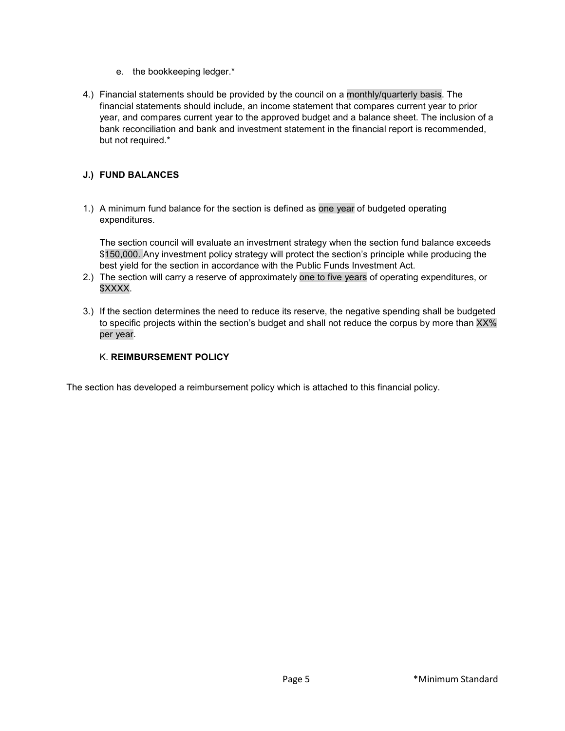e. the bookkeeping ledger.*

4.) Financial statements should be provided by the council on a monthly/quarterly basis. The financial statements should include, an income statement that compares current year to prior year, and compares current year to the approved budget and a balance sheet. The inclusion of a bank reconciliation and bank and investment statement in the financial report is recommended, but not required.*

### J.) FUND BALANCES

1.) A minimum fund balance for the section is defined as one year of budgeted operating expenditures.

   The section council will evaluate an investment strategy when the section fund balance exceeds $150,000. Any investment policy strategy will protect the section's principle while producing the best yield for the section in accordance with the Public Funds Investment Act.

2.) The section will carry a reserve of approximately one to five years of operating expenditures, or $XXXX.

3.) If the section determines the need to reduce its reserve, the negative spending shall be budgeted to specific projects within the section's budget and shall not reduce the corpus by more than XX% per year.

### K. REIMBURSEMENT POLICY

The section has developed a reimbursement policy which is attached to this financial policy.

*Minimum Standard